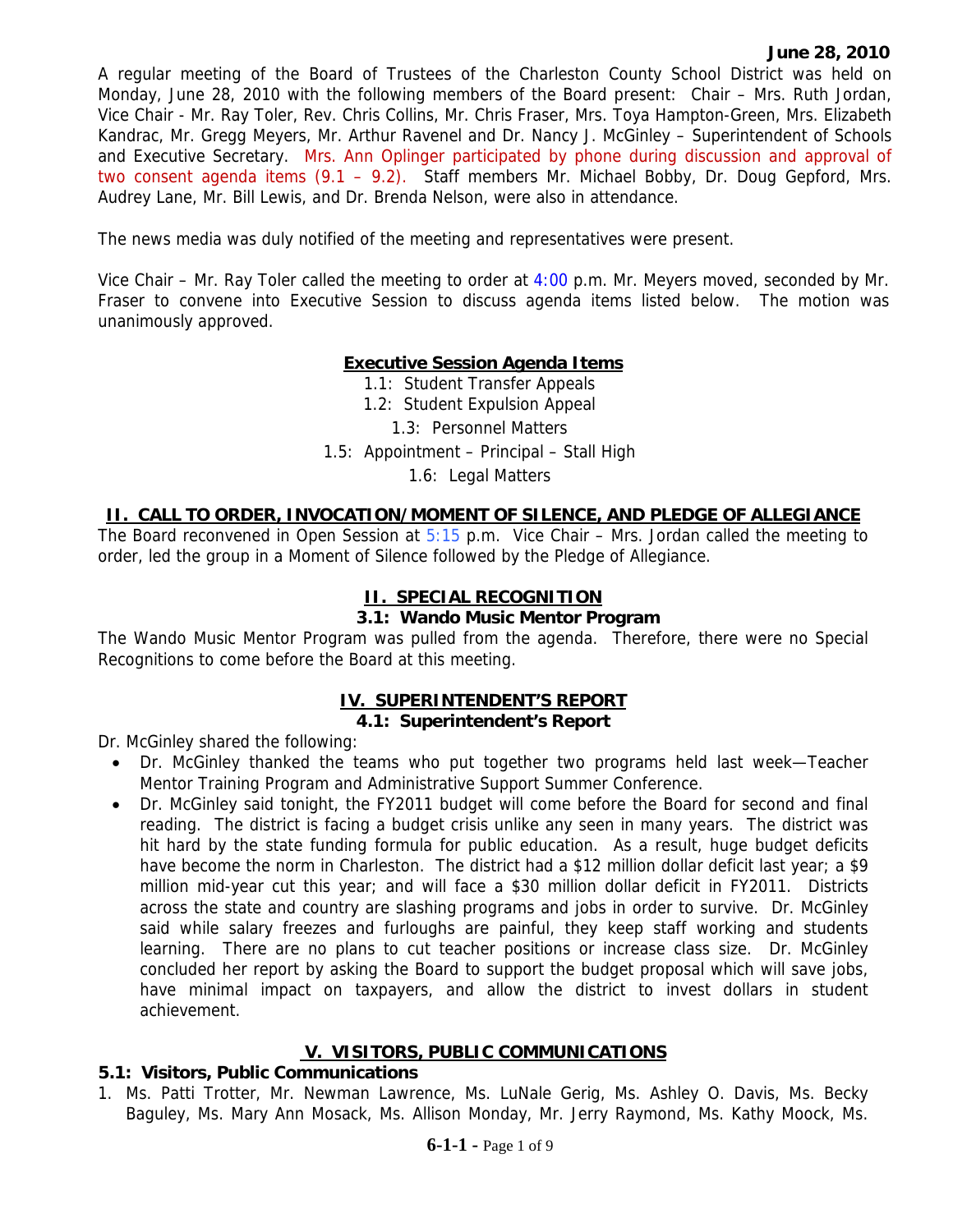**June 28, 2010**

A regular meeting of the Board of Trustees of the Charleston County School District was held on Monday, June 28, 2010 with the following members of the Board present: Chair – Mrs. Ruth Jordan, Vice Chair - Mr. Ray Toler, Rev. Chris Collins, Mr. Chris Fraser, Mrs. Toya Hampton-Green, Mrs. Elizabeth Kandrac, Mr. Gregg Meyers, Mr. Arthur Ravenel and Dr. Nancy J. McGinley – Superintendent of Schools and Executive Secretary. Mrs. Ann Oplinger participated by phone during discussion and approval of two consent agenda items (9.1 – 9.2). Staff members Mr. Michael Bobby, Dr. Doug Gepford, Mrs. Audrey Lane, Mr. Bill Lewis, and Dr. Brenda Nelson, were also in attendance.

The news media was duly notified of the meeting and representatives were present.

Vice Chair – Mr. Ray Toler called the meeting to order at 4:00 p.m. Mr. Meyers moved, seconded by Mr. Fraser to convene into Executive Session to discuss agenda items listed below. The motion was unanimously approved.

**Executive Session Agenda Items**

1.1: Student Transfer Appeals
1.2: Student Expulsion Appeal
1.3: Personnel Matters
1.5: Appointment – Principal – Stall High
1.6: Legal Matters

## II. CALL TO ORDER, INVOCATION/MOMENT OF SILENCE, AND PLEDGE OF ALLEGIANCE

The Board reconvened in Open Session at 5:15 p.m. Vice Chair – Mrs. Jordan called the meeting to order, led the group in a Moment of Silence followed by the Pledge of Allegiance.

## II. SPECIAL RECOGNITION

### 3.1: Wando Music Mentor Program

The Wando Music Mentor Program was pulled from the agenda. Therefore, there were no Special Recognitions to come before the Board at this meeting.

## IV. SUPERINTENDENT'S REPORT

### 4.1: Superintendent's Report

Dr. McGinley shared the following:

- Dr. McGinley thanked the teams who put together two programs held last week—Teacher Mentor Training Program and Administrative Support Summer Conference.
- Dr. McGinley said tonight, the FY2011 budget will come before the Board for second and final reading. The district is facing a budget crisis unlike any seen in many years. The district was hit hard by the state funding formula for public education. As a result, huge budget deficits have become the norm in Charleston. The district had a $12 million dollar deficit last year; a $9 million mid-year cut this year; and will face a $30 million dollar deficit in FY2011. Districts across the state and country are slashing programs and jobs in order to survive. Dr. McGinley said while salary freezes and furloughs are painful, they keep staff working and students learning. There are no plans to cut teacher positions or increase class size. Dr. McGinley concluded her report by asking the Board to support the budget proposal which will save jobs, have minimal impact on taxpayers, and allow the district to invest dollars in student achievement.

## V. VISITORS, PUBLIC COMMUNICATIONS

### 5.1: Visitors, Public Communications

1. Ms. Patti Trotter, Mr. Newman Lawrence, Ms. LuNale Gerig, Ms. Ashley O. Davis, Ms. Becky Baguley, Ms. Mary Ann Mosack, Ms. Allison Monday, Mr. Jerry Raymond, Ms. Kathy Moock, Ms.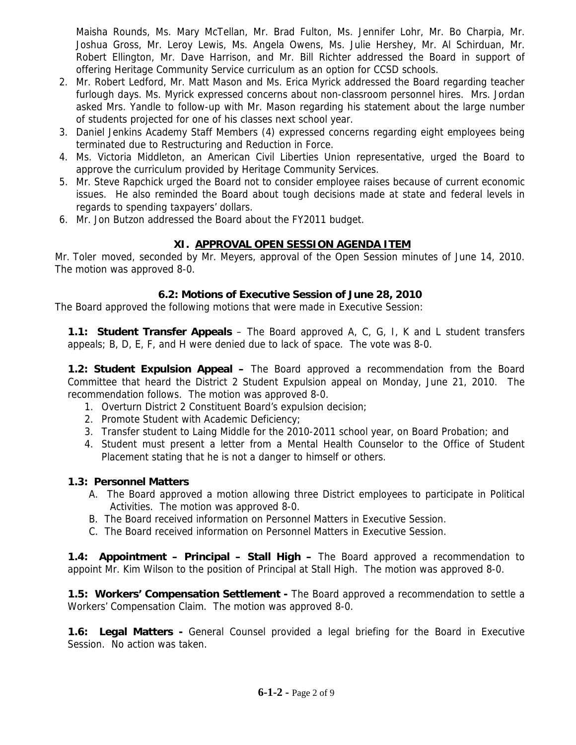Maisha Rounds, Ms. Mary McTellan, Mr. Brad Fulton, Ms. Jennifer Lohr, Mr. Bo Charpia, Mr. Joshua Gross, Mr. Leroy Lewis, Ms. Angela Owens, Ms. Julie Hershey, Mr. Al Schirduan, Mr. Robert Ellington, Mr. Dave Harrison, and Mr. Bill Richter addressed the Board in support of offering Heritage Community Service curriculum as an option for CCSD schools.

2. Mr. Robert Ledford, Mr. Matt Mason and Ms. Erica Myrick addressed the Board regarding teacher furlough days. Ms. Myrick expressed concerns about non-classroom personnel hires. Mrs. Jordan asked Mrs. Yandle to follow-up with Mr. Mason regarding his statement about the large number of students projected for one of his classes next school year.
3. Daniel Jenkins Academy Staff Members (4) expressed concerns regarding eight employees being terminated due to Restructuring and Reduction in Force.
4. Ms. Victoria Middleton, an American Civil Liberties Union representative, urged the Board to approve the curriculum provided by Heritage Community Services.
5. Mr. Steve Rapchick urged the Board not to consider employee raises because of current economic issues. He also reminded the Board about tough decisions made at state and federal levels in regards to spending taxpayers' dollars.
6. Mr. Jon Butzon addressed the Board about the FY2011 budget.

## XI. APPROVAL OPEN SESSION AGENDA ITEM

Mr. Toler moved, seconded by Mr. Meyers, approval of the Open Session minutes of June 14, 2010. The motion was approved 8-0.

### 6.2: Motions of Executive Session of June 28, 2010

The Board approved the following motions that were made in Executive Session:

**1.1: Student Transfer Appeals** – The Board approved A, C, G, I, K and L student transfers appeals; B, D, E, F, and H were denied due to lack of space. The vote was 8-0.

**1.2: Student Expulsion Appeal –** The Board approved a recommendation from the Board Committee that heard the District 2 Student Expulsion appeal on Monday, June 21, 2010. The recommendation follows. The motion was approved 8-0.

1. Overturn District 2 Constituent Board's expulsion decision;
2. Promote Student with Academic Deficiency;
3. Transfer student to Laing Middle for the 2010-2011 school year, on Board Probation; and
4. Student must present a letter from a Mental Health Counselor to the Office of Student Placement stating that he is not a danger to himself or others.

**1.3: Personnel Matters**

A. The Board approved a motion allowing three District employees to participate in Political Activities. The motion was approved 8-0.
B. The Board received information on Personnel Matters in Executive Session.
C. The Board received information on Personnel Matters in Executive Session.

**1.4: Appointment – Principal – Stall High –** The Board approved a recommendation to appoint Mr. Kim Wilson to the position of Principal at Stall High. The motion was approved 8-0.

**1.5: Workers' Compensation Settlement -** The Board approved a recommendation to settle a Workers' Compensation Claim. The motion was approved 8-0.

**1.6: Legal Matters -** General Counsel provided a legal briefing for the Board in Executive Session. No action was taken.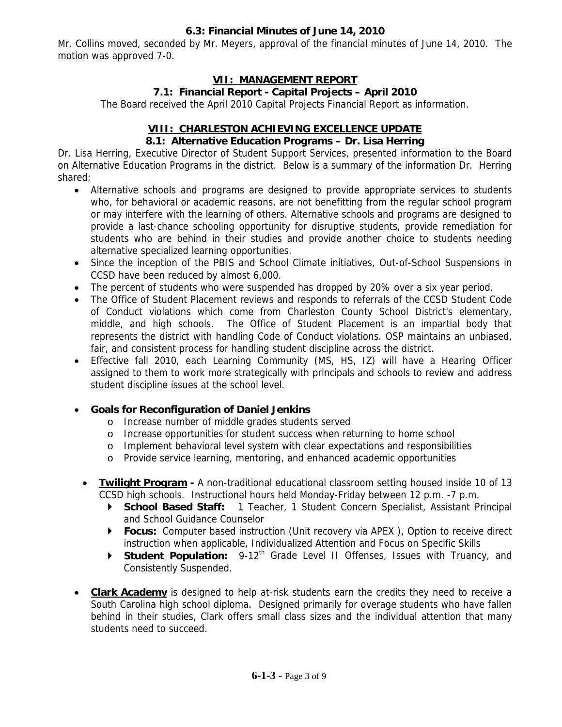### 6.3: Financial Minutes of June 14, 2010

Mr. Collins moved, seconded by Mr. Meyers, approval of the financial minutes of June 14, 2010. The motion was approved 7-0.

## VII: MANAGEMENT REPORT

### 7.1: Financial Report - Capital Projects – April 2010

The Board received the April 2010 Capital Projects Financial Report as information.

## VIII: CHARLESTON ACHIEVING EXCELLENCE UPDATE

### 8.1: Alternative Education Programs – Dr. Lisa Herring

Dr. Lisa Herring, Executive Director of Student Support Services, presented information to the Board on Alternative Education Programs in the district. Below is a summary of the information Dr. Herring shared:

- Alternative schools and programs are designed to provide appropriate services to students who, for behavioral or academic reasons, are not benefitting from the regular school program or may interfere with the learning of others. Alternative schools and programs are designed to provide a last-chance schooling opportunity for disruptive students, provide remediation for students who are behind in their studies and provide another choice to students needing alternative specialized learning opportunities.
- Since the inception of the PBIS and School Climate initiatives, Out-of-School Suspensions in CCSD have been reduced by almost 6,000.
- The percent of students who were suspended has dropped by 20% over a six year period.
- The Office of Student Placement reviews and responds to referrals of the CCSD Student Code of Conduct violations which come from Charleston County School District's elementary, middle, and high schools. The Office of Student Placement is an impartial body that represents the district with handling Code of Conduct violations. OSP maintains an unbiased, fair, and consistent process for handling student discipline across the district.
- Effective fall 2010, each Learning Community (MS, HS, IZ) will have a Hearing Officer assigned to them to work more strategically with principals and schools to review and address student discipline issues at the school level.
- **Goals for Reconfiguration of Daniel Jenkins**
  - Increase number of middle grades students served
  - Increase opportunities for student success when returning to home school
  - Implement behavioral level system with clear expectations and responsibilities
  - Provide service learning, mentoring, and enhanced academic opportunities
- **Twilight Program -** A non-traditional educational classroom setting housed inside 10 of 13 CCSD high schools. Instructional hours held Monday-Friday between 12 p.m. -7 p.m.
  - **School Based Staff:** 1 Teacher, 1 Student Concern Specialist, Assistant Principal and School Guidance Counselor
  - **Focus:** Computer based instruction (Unit recovery via APEX ), Option to receive direct instruction when applicable, Individualized Attention and Focus on Specific Skills
  - **Student Population:** 9-12th Grade Level II Offenses, Issues with Truancy, and Consistently Suspended.
- **Clark Academy** is designed to help at-risk students earn the credits they need to receive a South Carolina high school diploma. Designed primarily for overage students who have fallen behind in their studies, Clark offers small class sizes and the individual attention that many students need to succeed.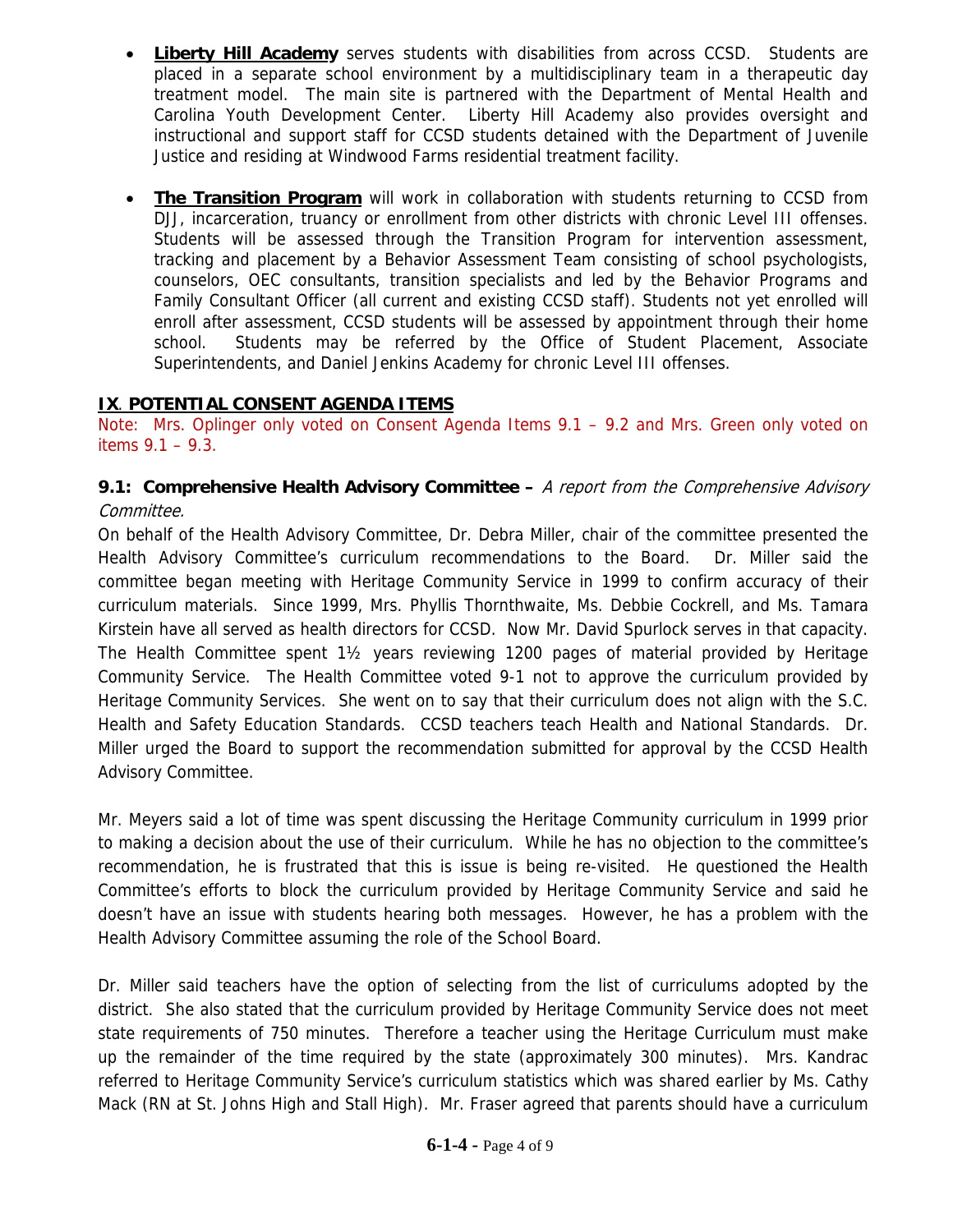- **Liberty Hill Academy** serves students with disabilities from across CCSD. Students are placed in a separate school environment by a multidisciplinary team in a therapeutic day treatment model. The main site is partnered with the Department of Mental Health and Carolina Youth Development Center. Liberty Hill Academy also provides oversight and instructional and support staff for CCSD students detained with the Department of Juvenile Justice and residing at Windwood Farms residential treatment facility.

- **The Transition Program** will work in collaboration with students returning to CCSD from DJJ, incarceration, truancy or enrollment from other districts with chronic Level III offenses. Students will be assessed through the Transition Program for intervention assessment, tracking and placement by a Behavior Assessment Team consisting of school psychologists, counselors, OEC consultants, transition specialists and led by the Behavior Programs and Family Consultant Officer (all current and existing CCSD staff). Students not yet enrolled will enroll after assessment, CCSD students will be assessed by appointment through their home school. Students may be referred by the Office of Student Placement, Associate Superintendents, and Daniel Jenkins Academy for chronic Level III offenses.

## IX. POTENTIAL CONSENT AGENDA ITEMS

Note: Mrs. Oplinger only voted on Consent Agenda Items 9.1 – 9.2 and Mrs. Green only voted on items 9.1 – 9.3.

**9.1: Comprehensive Health Advisory Committee –** *A report from the Comprehensive Advisory Committee.*

On behalf of the Health Advisory Committee, Dr. Debra Miller, chair of the committee presented the Health Advisory Committee's curriculum recommendations to the Board. Dr. Miller said the committee began meeting with Heritage Community Service in 1999 to confirm accuracy of their curriculum materials. Since 1999, Mrs. Phyllis Thornthwaite, Ms. Debbie Cockrell, and Ms. Tamara Kirstein have all served as health directors for CCSD. Now Mr. David Spurlock serves in that capacity. The Health Committee spent 1½ years reviewing 1200 pages of material provided by Heritage Community Service. The Health Committee voted 9-1 not to approve the curriculum provided by Heritage Community Services. She went on to say that their curriculum does not align with the S.C. Health and Safety Education Standards. CCSD teachers teach Health and National Standards. Dr. Miller urged the Board to support the recommendation submitted for approval by the CCSD Health Advisory Committee.

Mr. Meyers said a lot of time was spent discussing the Heritage Community curriculum in 1999 prior to making a decision about the use of their curriculum. While he has no objection to the committee's recommendation, he is frustrated that this is issue is being re-visited. He questioned the Health Committee's efforts to block the curriculum provided by Heritage Community Service and said he doesn't have an issue with students hearing both messages. However, he has a problem with the Health Advisory Committee assuming the role of the School Board.

Dr. Miller said teachers have the option of selecting from the list of curriculums adopted by the district. She also stated that the curriculum provided by Heritage Community Service does not meet state requirements of 750 minutes. Therefore a teacher using the Heritage Curriculum must make up the remainder of the time required by the state (approximately 300 minutes). Mrs. Kandrac referred to Heritage Community Service's curriculum statistics which was shared earlier by Ms. Cathy Mack (RN at St. Johns High and Stall High). Mr. Fraser agreed that parents should have a curriculum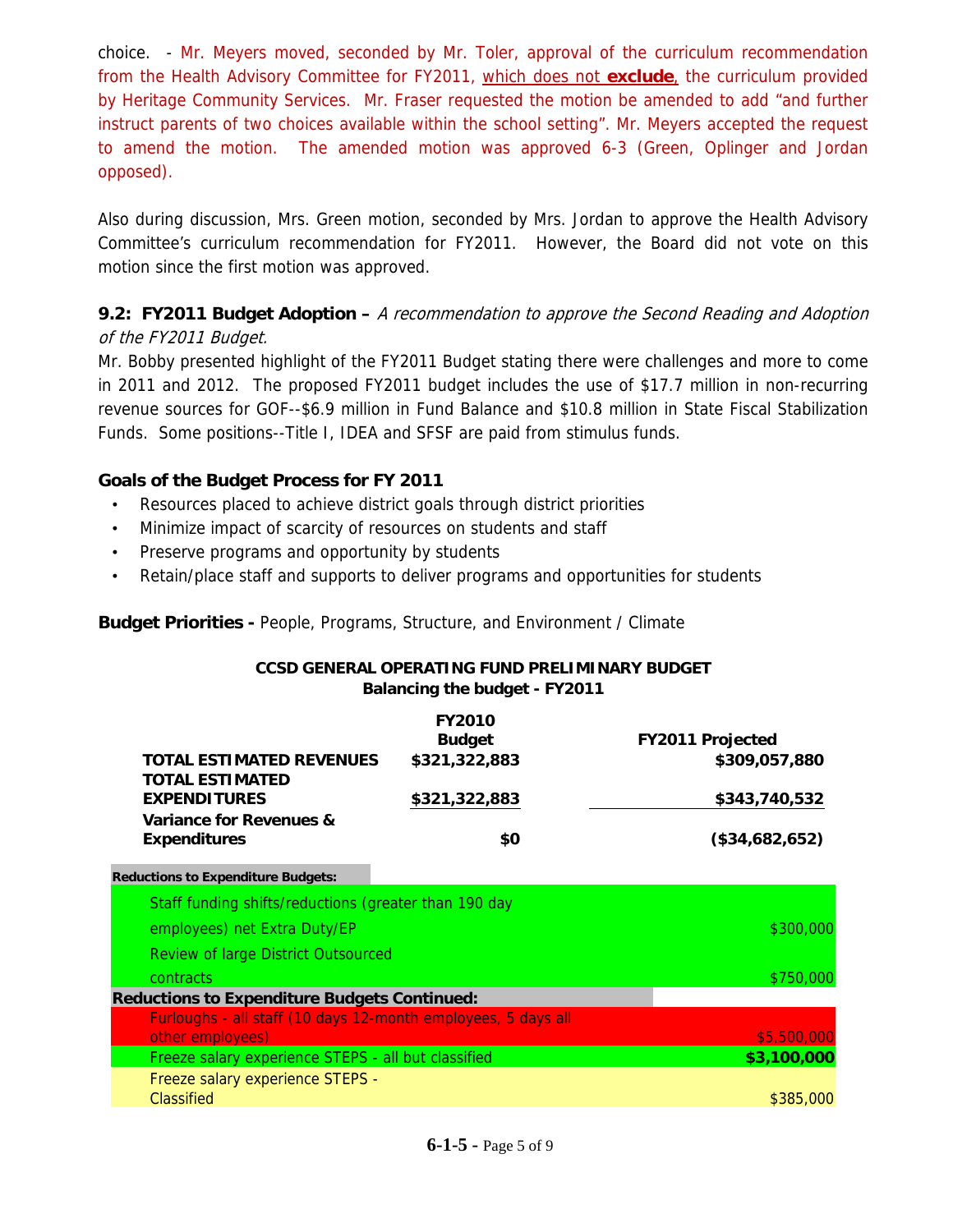choice. - Mr. Meyers moved, seconded by Mr. Toler, approval of the curriculum recommendation from the Health Advisory Committee for FY2011, which does not **exclude**, the curriculum provided by Heritage Community Services. Mr. Fraser requested the motion be amended to add "and further instruct parents of two choices available within the school setting". Mr. Meyers accepted the request to amend the motion. The amended motion was approved 6-3 (Green, Oplinger and Jordan opposed).

Also during discussion, Mrs. Green motion, seconded by Mrs. Jordan to approve the Health Advisory Committee's curriculum recommendation for FY2011. However, the Board did not vote on this motion since the first motion was approved.

**9.2: FY2011 Budget Adoption –** *A recommendation to approve the Second Reading and Adoption of the FY2011 Budget.*

Mr. Bobby presented highlight of the FY2011 Budget stating there were challenges and more to come in 2011 and 2012. The proposed FY2011 budget includes the use of $17.7 million in non-recurring revenue sources for GOF--$6.9 million in Fund Balance and $10.8 million in State Fiscal Stabilization Funds. Some positions--Title I, IDEA and SFSF are paid from stimulus funds.

**Goals of the Budget Process for FY 2011**

- Resources placed to achieve district goals through district priorities
- Minimize impact of scarcity of resources on students and staff
- Preserve programs and opportunity by students
- Retain/place staff and supports to deliver programs and opportunities for students

**Budget Priorities -** People, Programs, Structure, and Environment / Climate

**CCSD GENERAL OPERATING FUND PRELIMINARY BUDGET**
**Balancing the budget - FY2011**

| | FY2010 Budget | FY2011 Projected |
|---|---|---|
| **TOTAL ESTIMATED REVENUES** | **$321,322,883** | **$309,057,880** |
| **TOTAL ESTIMATED EXPENDITURES** | **$321,322,883** | **$343,740,532** |
| **Variance for Revenues & Expenditures** | **$0** | **($34,682,652)** |
| **Reductions to Expenditure Budgets:** | | |
| Staff funding shifts/reductions (greater than 190 day employees) net Extra Duty/EP | | $300,000 |
| Review of large District Outsourced contracts | | $750,000 |
| **Reductions to Expenditure Budgets Continued:** | | |
| Furloughs - all staff (10 days 12-month employees, 5 days all other employees) | | $5,500,000 |
| Freeze salary experience STEPS - all but classified | | **$3,100,000** |
| Freeze salary experience STEPS - Classified | | $385,000 |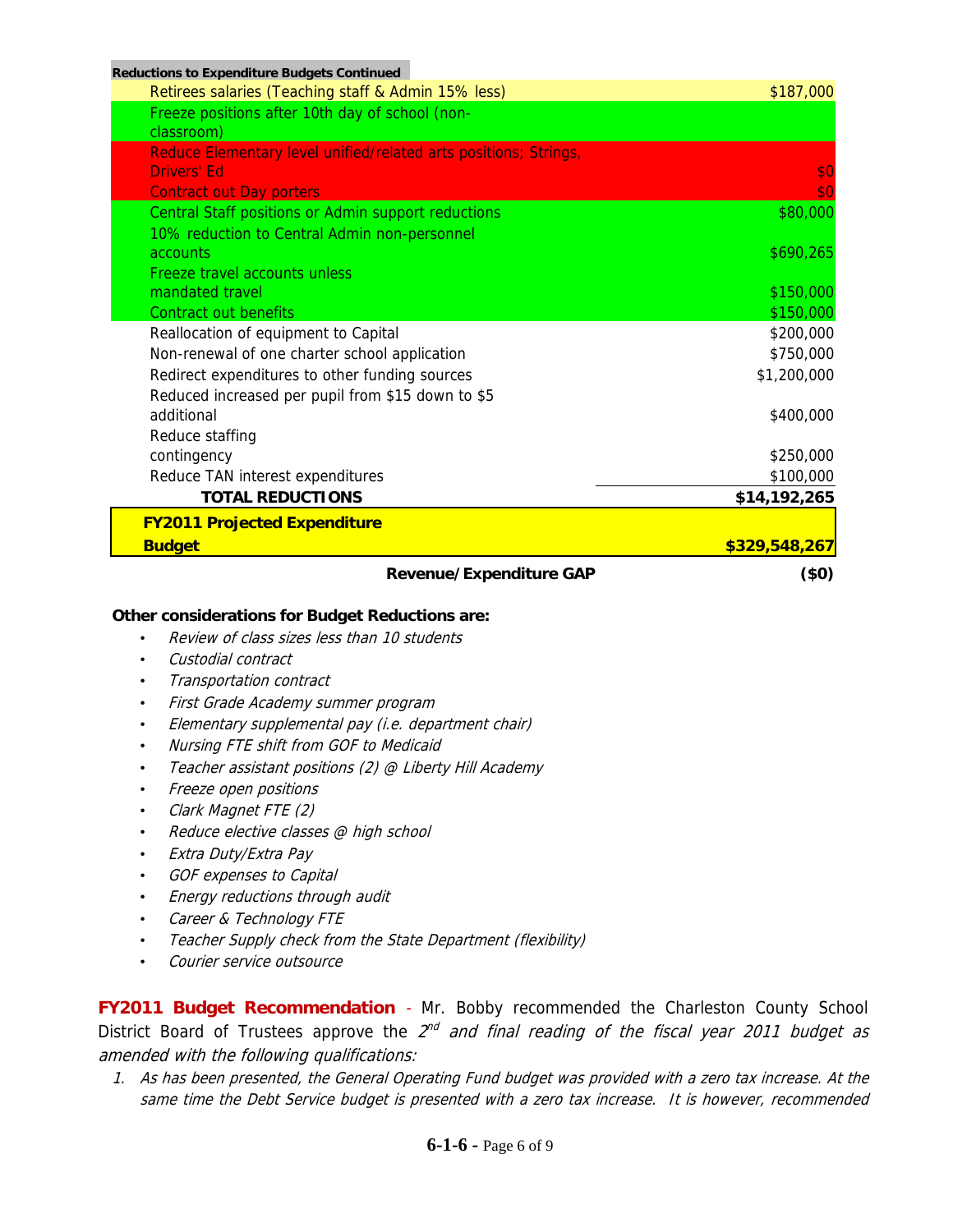**Reductions to Expenditure Budgets Continued**

| Item | Amount |
|---|---|
| Retirees salaries (Teaching staff & Admin 15% less) | $187,000 |
| Freeze positions after 10th day of school (non-classroom) | |
| Reduce Elementary level unified/related arts positions; Strings, Drivers' Ed | $0 |
| Contract out Day porters | $0 |
| Central Staff positions or Admin support reductions | $80,000 |
| 10% reduction to Central Admin non-personnel accounts | $690,265 |
| Freeze travel accounts unless mandated travel | $150,000 |
| Contract out benefits | $150,000 |
| Reallocation of equipment to Capital | $200,000 |
| Non-renewal of one charter school application | $750,000 |
| Redirect expenditures to other funding sources | $1,200,000 |
| Reduced increased per pupil from $15 down to $5 additional | $400,000 |
| Reduce staffing contingency | $250,000 |
| Reduce TAN interest expenditures | $100,000 |
| **TOTAL REDUCTIONS** | **$14,192,265** |
| **FY2011 Projected Expenditure Budget** | **$329,548,267** |
| **Revenue/Expenditure GAP** | **($0)** |

**Other considerations for Budget Reductions are:**

- *Review of class sizes less than 10 students*
- *Custodial contract*
- *Transportation contract*
- *First Grade Academy summer program*
- *Elementary supplemental pay (i.e. department chair)*
- *Nursing FTE shift from GOF to Medicaid*
- *Teacher assistant positions (2) @ Liberty Hill Academy*
- *Freeze open positions*
- *Clark Magnet FTE (2)*
- *Reduce elective classes @ high school*
- *Extra Duty/Extra Pay*
- *GOF expenses to Capital*
- *Energy reductions through audit*
- *Career & Technology FTE*
- *Teacher Supply check from the State Department (flexibility)*
- *Courier service outsource*

**FY2011 Budget Recommendation** - Mr. Bobby recommended the Charleston County School District Board of Trustees approve the *2nd and final reading of the fiscal year 2011 budget as amended with the following qualifications:*

1. *As has been presented, the General Operating Fund budget was provided with a zero tax increase. At the same time the Debt Service budget is presented with a zero tax increase. It is however, recommended*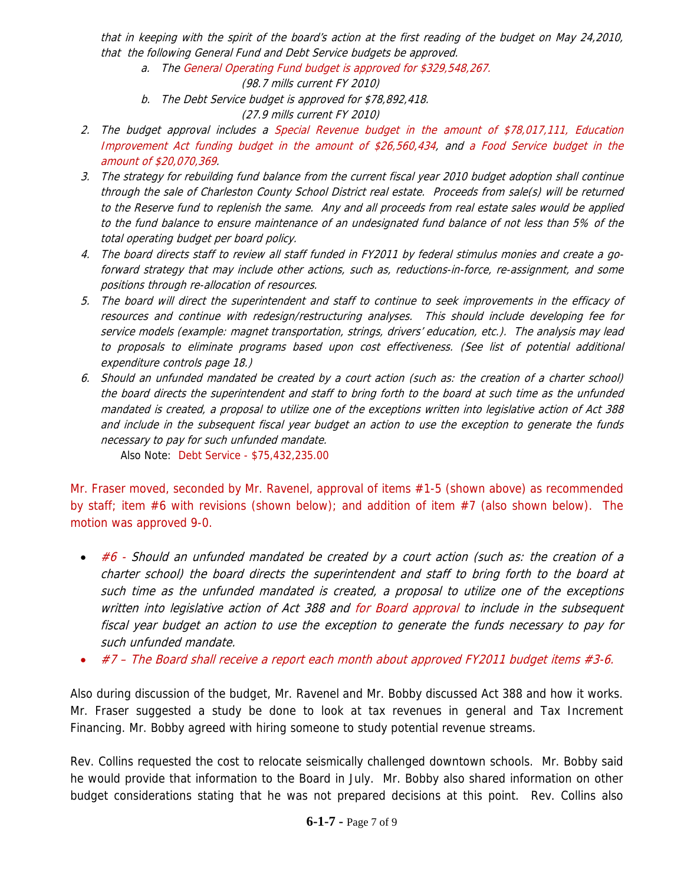*that in keeping with the spirit of the board's action at the first reading of the budget on May 24,2010, that the following General Fund and Debt Service budgets be approved.*

   a. *The General Operating Fund budget is approved for $329,548,267.*
      *(98.7 mills current FY 2010)*
   b. *The Debt Service budget is approved for $78,892,418.*
      *(27.9 mills current FY 2010)*

2. *The budget approval includes a Special Revenue budget in the amount of $78,017,111, Education Improvement Act funding budget in the amount of $26,560,434, and a Food Service budget in the amount of $20,070,369.*
3. *The strategy for rebuilding fund balance from the current fiscal year 2010 budget adoption shall continue through the sale of Charleston County School District real estate. Proceeds from sale(s) will be returned to the Reserve fund to replenish the same. Any and all proceeds from real estate sales would be applied to the fund balance to ensure maintenance of an undesignated fund balance of not less than 5% of the total operating budget per board policy.*
4. *The board directs staff to review all staff funded in FY2011 by federal stimulus monies and create a go-forward strategy that may include other actions, such as, reductions-in-force, re-assignment, and some positions through re-allocation of resources.*
5. *The board will direct the superintendent and staff to continue to seek improvements in the efficacy of resources and continue with redesign/restructuring analyses. This should include developing fee for service models (example: magnet transportation, strings, drivers' education, etc.). The analysis may lead to proposals to eliminate programs based upon cost effectiveness. (See list of potential additional expenditure controls page 18.)*
6. *Should an unfunded mandated be created by a court action (such as: the creation of a charter school) the board directs the superintendent and staff to bring forth to the board at such time as the unfunded mandated is created, a proposal to utilize one of the exceptions written into legislative action of Act 388 and include in the subsequent fiscal year budget an action to use the exception to generate the funds necessary to pay for such unfunded mandate.*

   Also Note: Debt Service - $75,432,235.00

Mr. Fraser moved, seconded by Mr. Ravenel, approval of items #1-5 (shown above) as recommended by staff; item #6 with revisions (shown below); and addition of item #7 (also shown below). The motion was approved 9-0.

- *#6 - Should an unfunded mandated be created by a court action (such as: the creation of a charter school) the board directs the superintendent and staff to bring forth to the board at such time as the unfunded mandated is created, a proposal to utilize one of the exceptions written into legislative action of Act 388 and for Board approval to include in the subsequent fiscal year budget an action to use the exception to generate the funds necessary to pay for such unfunded mandate.*
- *#7 – The Board shall receive a report each month about approved FY2011 budget items #3-6.*

Also during discussion of the budget, Mr. Ravenel and Mr. Bobby discussed Act 388 and how it works. Mr. Fraser suggested a study be done to look at tax revenues in general and Tax Increment Financing. Mr. Bobby agreed with hiring someone to study potential revenue streams.

Rev. Collins requested the cost to relocate seismically challenged downtown schools. Mr. Bobby said he would provide that information to the Board in July. Mr. Bobby also shared information on other budget considerations stating that he was not prepared decisions at this point. Rev. Collins also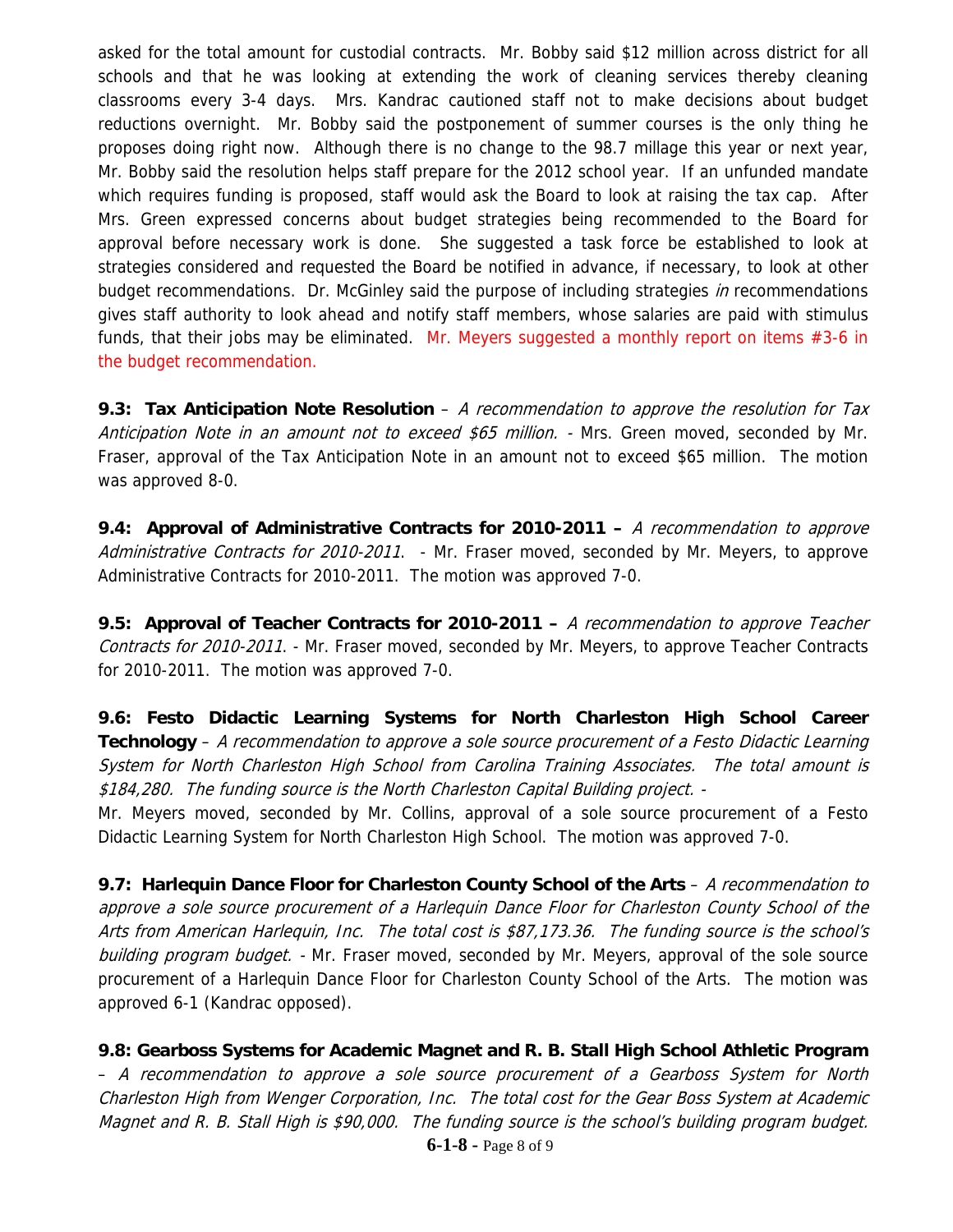asked for the total amount for custodial contracts. Mr. Bobby said $12 million across district for all schools and that he was looking at extending the work of cleaning services thereby cleaning classrooms every 3-4 days. Mrs. Kandrac cautioned staff not to make decisions about budget reductions overnight. Mr. Bobby said the postponement of summer courses is the only thing he proposes doing right now. Although there is no change to the 98.7 millage this year or next year, Mr. Bobby said the resolution helps staff prepare for the 2012 school year. If an unfunded mandate which requires funding is proposed, staff would ask the Board to look at raising the tax cap. After Mrs. Green expressed concerns about budget strategies being recommended to the Board for approval before necessary work is done. She suggested a task force be established to look at strategies considered and requested the Board be notified in advance, if necessary, to look at other budget recommendations. Dr. McGinley said the purpose of including strategies *in* recommendations gives staff authority to look ahead and notify staff members, whose salaries are paid with stimulus funds, that their jobs may be eliminated. Mr. Meyers suggested a monthly report on items #3-6 in the budget recommendation.

**9.3: Tax Anticipation Note Resolution** – *A recommendation to approve the resolution for Tax Anticipation Note in an amount not to exceed $65 million.* - Mrs. Green moved, seconded by Mr. Fraser, approval of the Tax Anticipation Note in an amount not to exceed $65 million. The motion was approved 8-0.

**9.4: Approval of Administrative Contracts for 2010-2011 –** *A recommendation to approve Administrative Contracts for 2010-2011.* - Mr. Fraser moved, seconded by Mr. Meyers, to approve Administrative Contracts for 2010-2011. The motion was approved 7-0.

**9.5: Approval of Teacher Contracts for 2010-2011 –** *A recommendation to approve Teacher Contracts for 2010-2011.* - Mr. Fraser moved, seconded by Mr. Meyers, to approve Teacher Contracts for 2010-2011. The motion was approved 7-0.

**9.6: Festo Didactic Learning Systems for North Charleston High School Career Technology** – *A recommendation to approve a sole source procurement of a Festo Didactic Learning System for North Charleston High School from Carolina Training Associates. The total amount is $184,280. The funding source is the North Charleston Capital Building project.* -

Mr. Meyers moved, seconded by Mr. Collins, approval of a sole source procurement of a Festo Didactic Learning System for North Charleston High School. The motion was approved 7-0.

**9.7: Harlequin Dance Floor for Charleston County School of the Arts** – *A recommendation to approve a sole source procurement of a Harlequin Dance Floor for Charleston County School of the Arts from American Harlequin, Inc. The total cost is $87,173.36. The funding source is the school's building program budget.* - Mr. Fraser moved, seconded by Mr. Meyers, approval of the sole source procurement of a Harlequin Dance Floor for Charleston County School of the Arts. The motion was approved 6-1 (Kandrac opposed).

**9.8: Gearboss Systems for Academic Magnet and R. B. Stall High School Athletic Program** – *A recommendation to approve a sole source procurement of a Gearboss System for North Charleston High from Wenger Corporation, Inc. The total cost for the Gear Boss System at Academic Magnet and R. B. Stall High is $90,000. The funding source is the school's building program budget.*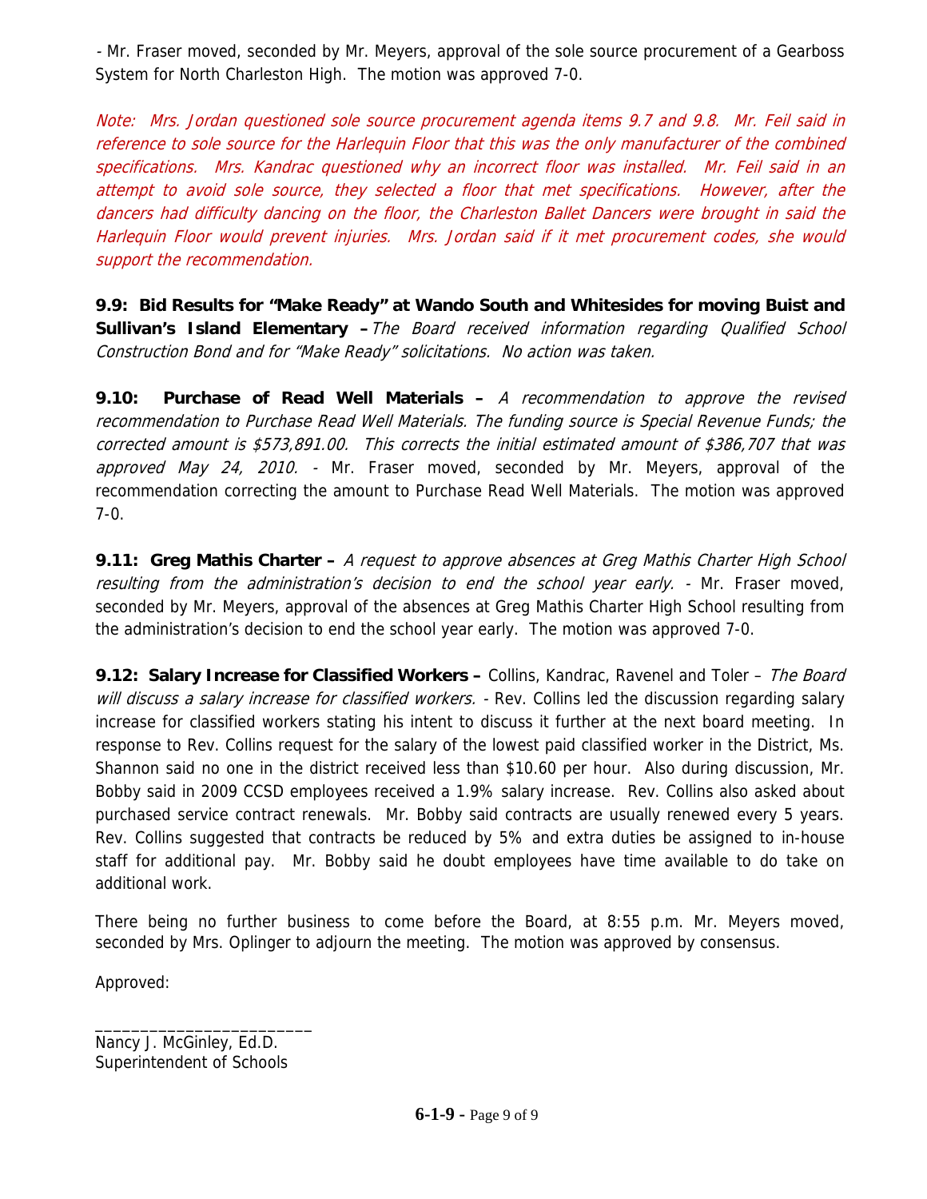- Mr. Fraser moved, seconded by Mr. Meyers, approval of the sole source procurement of a Gearboss System for North Charleston High. The motion was approved 7-0.

*Note: Mrs. Jordan questioned sole source procurement agenda items 9.7 and 9.8. Mr. Feil said in reference to sole source for the Harlequin Floor that this was the only manufacturer of the combined specifications. Mrs. Kandrac questioned why an incorrect floor was installed. Mr. Feil said in an attempt to avoid sole source, they selected a floor that met specifications. However, after the dancers had difficulty dancing on the floor, the Charleston Ballet Dancers were brought in said the Harlequin Floor would prevent injuries. Mrs. Jordan said if it met procurement codes, she would support the recommendation.*

**9.9: Bid Results for "Make Ready" at Wando South and Whitesides for moving Buist and Sullivan's Island Elementary –** *The Board received information regarding Qualified School Construction Bond and for "Make Ready" solicitations. No action was taken.*

**9.10: Purchase of Read Well Materials –** *A recommendation to approve the revised recommendation to Purchase Read Well Materials. The funding source is Special Revenue Funds; the corrected amount is $573,891.00. This corrects the initial estimated amount of $386,707 that was approved May 24, 2010.* - Mr. Fraser moved, seconded by Mr. Meyers, approval of the recommendation correcting the amount to Purchase Read Well Materials. The motion was approved 7-0.

**9.11: Greg Mathis Charter –** *A request to approve absences at Greg Mathis Charter High School resulting from the administration's decision to end the school year early.* - Mr. Fraser moved, seconded by Mr. Meyers, approval of the absences at Greg Mathis Charter High School resulting from the administration's decision to end the school year early. The motion was approved 7-0.

**9.12: Salary Increase for Classified Workers –** Collins, Kandrac, Ravenel and Toler – *The Board will discuss a salary increase for classified workers.* - Rev. Collins led the discussion regarding salary increase for classified workers stating his intent to discuss it further at the next board meeting. In response to Rev. Collins request for the salary of the lowest paid classified worker in the District, Ms. Shannon said no one in the district received less than $10.60 per hour. Also during discussion, Mr. Bobby said in 2009 CCSD employees received a 1.9% salary increase. Rev. Collins also asked about purchased service contract renewals. Mr. Bobby said contracts are usually renewed every 5 years. Rev. Collins suggested that contracts be reduced by 5% and extra duties be assigned to in-house staff for additional pay. Mr. Bobby said he doubt employees have time available to do take on additional work.

There being no further business to come before the Board, at 8:55 p.m. Mr. Meyers moved, seconded by Mrs. Oplinger to adjourn the meeting. The motion was approved by consensus.

Approved:

________________________
Nancy J. McGinley, Ed.D.
Superintendent of Schools